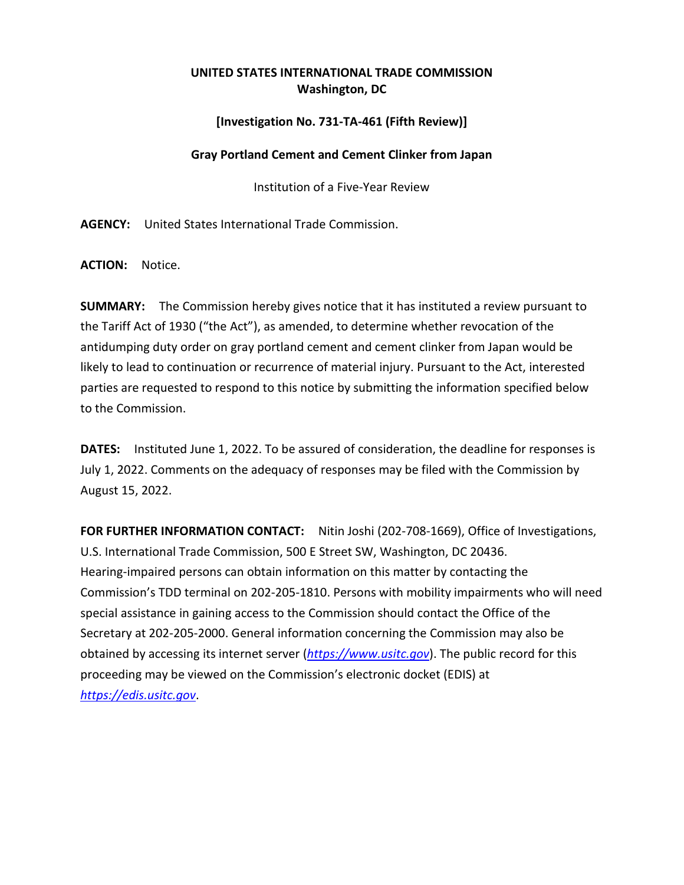**UNITED STATES INTERNATIONAL TRADE COMMISSION**
**Washington, DC**

**[Investigation No. 731-TA-461 (Fifth Review)]**

**Gray Portland Cement and Cement Clinker from Japan**

Institution of a Five-Year Review

**AGENCY:** United States International Trade Commission.

**ACTION:** Notice.

**SUMMARY:** The Commission hereby gives notice that it has instituted a review pursuant to the Tariff Act of 1930 ("the Act"), as amended, to determine whether revocation of the antidumping duty order on gray portland cement and cement clinker from Japan would be likely to lead to continuation or recurrence of material injury. Pursuant to the Act, interested parties are requested to respond to this notice by submitting the information specified below to the Commission.

**DATES:** Instituted June 1, 2022. To be assured of consideration, the deadline for responses is July 1, 2022. Comments on the adequacy of responses may be filed with the Commission by August 15, 2022.

**FOR FURTHER INFORMATION CONTACT:** Nitin Joshi (202-708-1669), Office of Investigations, U.S. International Trade Commission, 500 E Street SW, Washington, DC 20436. Hearing-impaired persons can obtain information on this matter by contacting the Commission's TDD terminal on 202-205-1810. Persons with mobility impairments who will need special assistance in gaining access to the Commission should contact the Office of the Secretary at 202-205-2000. General information concerning the Commission may also be obtained by accessing its internet server (*https://www.usitc.gov*). The public record for this proceeding may be viewed on the Commission's electronic docket (EDIS) at *https://edis.usitc.gov*.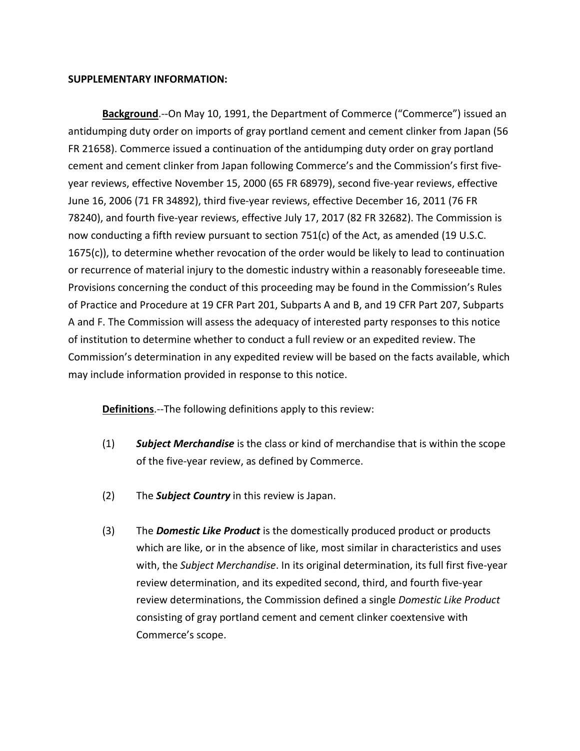**SUPPLEMENTARY INFORMATION:**

**Background**.--On May 10, 1991, the Department of Commerce ("Commerce") issued an antidumping duty order on imports of gray portland cement and cement clinker from Japan (56 FR 21658). Commerce issued a continuation of the antidumping duty order on gray portland cement and cement clinker from Japan following Commerce's and the Commission's first five-year reviews, effective November 15, 2000 (65 FR 68979), second five-year reviews, effective June 16, 2006 (71 FR 34892), third five-year reviews, effective December 16, 2011 (76 FR 78240), and fourth five-year reviews, effective July 17, 2017 (82 FR 32682). The Commission is now conducting a fifth review pursuant to section 751(c) of the Act, as amended (19 U.S.C. 1675(c)), to determine whether revocation of the order would be likely to lead to continuation or recurrence of material injury to the domestic industry within a reasonably foreseeable time. Provisions concerning the conduct of this proceeding may be found in the Commission's Rules of Practice and Procedure at 19 CFR Part 201, Subparts A and B, and 19 CFR Part 207, Subparts A and F. The Commission will assess the adequacy of interested party responses to this notice of institution to determine whether to conduct a full review or an expedited review. The Commission's determination in any expedited review will be based on the facts available, which may include information provided in response to this notice.

**Definitions**.--The following definitions apply to this review:

(1) ***Subject Merchandise*** is the class or kind of merchandise that is within the scope of the five-year review, as defined by Commerce.

(2) The ***Subject Country*** in this review is Japan.

(3) The ***Domestic Like Product*** is the domestically produced product or products which are like, or in the absence of like, most similar in characteristics and uses with, the *Subject Merchandise*. In its original determination, its full first five-year review determination, and its expedited second, third, and fourth five-year review determinations, the Commission defined a single *Domestic Like Product* consisting of gray portland cement and cement clinker coextensive with Commerce's scope.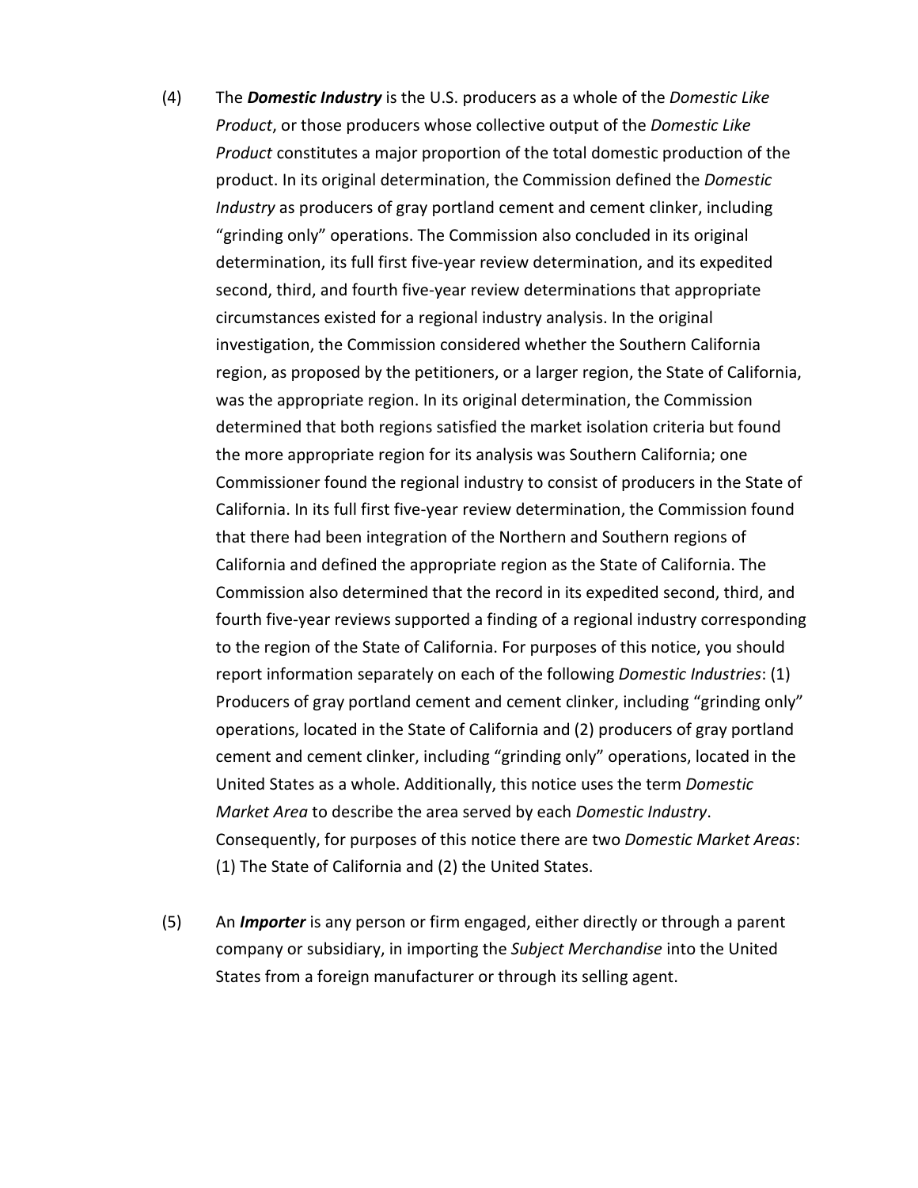(4) The ***Domestic Industry*** is the U.S. producers as a whole of the *Domestic Like Product*, or those producers whose collective output of the *Domestic Like Product* constitutes a major proportion of the total domestic production of the product. In its original determination, the Commission defined the *Domestic Industry* as producers of gray portland cement and cement clinker, including "grinding only" operations. The Commission also concluded in its original determination, its full first five-year review determination, and its expedited second, third, and fourth five-year review determinations that appropriate circumstances existed for a regional industry analysis. In the original investigation, the Commission considered whether the Southern California region, as proposed by the petitioners, or a larger region, the State of California, was the appropriate region. In its original determination, the Commission determined that both regions satisfied the market isolation criteria but found the more appropriate region for its analysis was Southern California; one Commissioner found the regional industry to consist of producers in the State of California. In its full first five-year review determination, the Commission found that there had been integration of the Northern and Southern regions of California and defined the appropriate region as the State of California. The Commission also determined that the record in its expedited second, third, and fourth five-year reviews supported a finding of a regional industry corresponding to the region of the State of California. For purposes of this notice, you should report information separately on each of the following *Domestic Industries*: (1) Producers of gray portland cement and cement clinker, including "grinding only" operations, located in the State of California and (2) producers of gray portland cement and cement clinker, including "grinding only" operations, located in the United States as a whole. Additionally, this notice uses the term *Domestic Market Area* to describe the area served by each *Domestic Industry*. Consequently, for purposes of this notice there are two *Domestic Market Areas*: (1) The State of California and (2) the United States.

(5) An ***Importer*** is any person or firm engaged, either directly or through a parent company or subsidiary, in importing the *Subject Merchandise* into the United States from a foreign manufacturer or through its selling agent.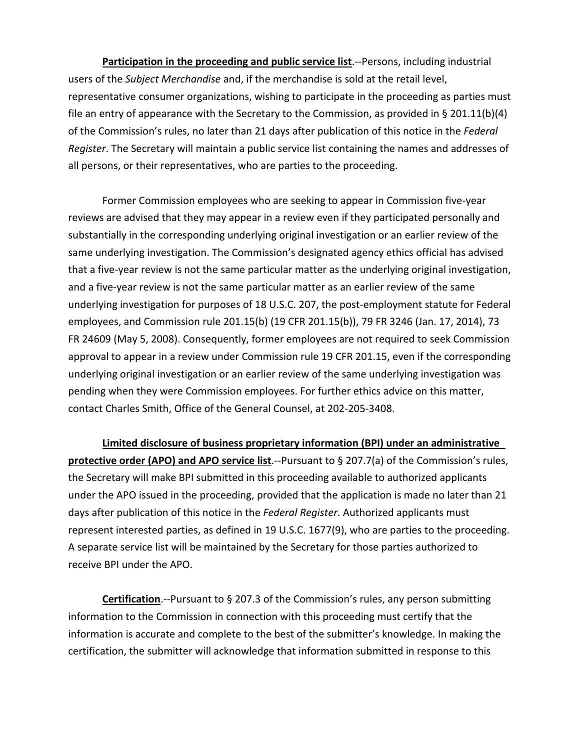**Participation in the proceeding and public service list**.--Persons, including industrial users of the *Subject Merchandise* and, if the merchandise is sold at the retail level, representative consumer organizations, wishing to participate in the proceeding as parties must file an entry of appearance with the Secretary to the Commission, as provided in § 201.11(b)(4) of the Commission's rules, no later than 21 days after publication of this notice in the *Federal Register*. The Secretary will maintain a public service list containing the names and addresses of all persons, or their representatives, who are parties to the proceeding.

Former Commission employees who are seeking to appear in Commission five-year reviews are advised that they may appear in a review even if they participated personally and substantially in the corresponding underlying original investigation or an earlier review of the same underlying investigation. The Commission's designated agency ethics official has advised that a five-year review is not the same particular matter as the underlying original investigation, and a five-year review is not the same particular matter as an earlier review of the same underlying investigation for purposes of 18 U.S.C. 207, the post-employment statute for Federal employees, and Commission rule 201.15(b) (19 CFR 201.15(b)), 79 FR 3246 (Jan. 17, 2014), 73 FR 24609 (May 5, 2008). Consequently, former employees are not required to seek Commission approval to appear in a review under Commission rule 19 CFR 201.15, even if the corresponding underlying original investigation or an earlier review of the same underlying investigation was pending when they were Commission employees. For further ethics advice on this matter, contact Charles Smith, Office of the General Counsel, at 202-205-3408.

**Limited disclosure of business proprietary information (BPI) under an administrative protective order (APO) and APO service list**.--Pursuant to § 207.7(a) of the Commission's rules, the Secretary will make BPI submitted in this proceeding available to authorized applicants under the APO issued in the proceeding, provided that the application is made no later than 21 days after publication of this notice in the *Federal Register*. Authorized applicants must represent interested parties, as defined in 19 U.S.C. 1677(9), who are parties to the proceeding. A separate service list will be maintained by the Secretary for those parties authorized to receive BPI under the APO.

**Certification**.--Pursuant to § 207.3 of the Commission's rules, any person submitting information to the Commission in connection with this proceeding must certify that the information is accurate and complete to the best of the submitter's knowledge. In making the certification, the submitter will acknowledge that information submitted in response to this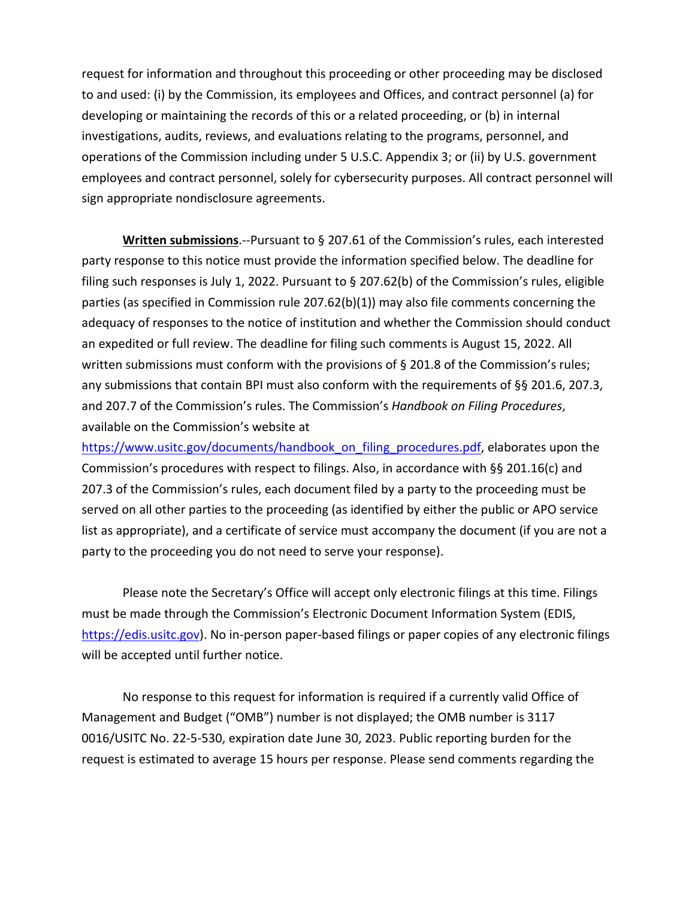request for information and throughout this proceeding or other proceeding may be disclosed to and used: (i) by the Commission, its employees and Offices, and contract personnel (a) for developing or maintaining the records of this or a related proceeding, or (b) in internal investigations, audits, reviews, and evaluations relating to the programs, personnel, and operations of the Commission including under 5 U.S.C. Appendix 3; or (ii) by U.S. government employees and contract personnel, solely for cybersecurity purposes. All contract personnel will sign appropriate nondisclosure agreements.

**Written submissions**.--Pursuant to § 207.61 of the Commission's rules, each interested party response to this notice must provide the information specified below. The deadline for filing such responses is July 1, 2022. Pursuant to § 207.62(b) of the Commission's rules, eligible parties (as specified in Commission rule 207.62(b)(1)) may also file comments concerning the adequacy of responses to the notice of institution and whether the Commission should conduct an expedited or full review. The deadline for filing such comments is August 15, 2022. All written submissions must conform with the provisions of § 201.8 of the Commission's rules; any submissions that contain BPI must also conform with the requirements of §§ 201.6, 207.3, and 207.7 of the Commission's rules. The Commission's *Handbook on Filing Procedures*, available on the Commission's website at https://www.usitc.gov/documents/handbook_on_filing_procedures.pdf, elaborates upon the Commission's procedures with respect to filings. Also, in accordance with §§ 201.16(c) and 207.3 of the Commission's rules, each document filed by a party to the proceeding must be served on all other parties to the proceeding (as identified by either the public or APO service list as appropriate), and a certificate of service must accompany the document (if you are not a party to the proceeding you do not need to serve your response).

Please note the Secretary's Office will accept only electronic filings at this time. Filings must be made through the Commission's Electronic Document Information System (EDIS, https://edis.usitc.gov). No in-person paper-based filings or paper copies of any electronic filings will be accepted until further notice.

No response to this request for information is required if a currently valid Office of Management and Budget ("OMB") number is not displayed; the OMB number is 3117 0016/USITC No. 22-5-530, expiration date June 30, 2023. Public reporting burden for the request is estimated to average 15 hours per response. Please send comments regarding the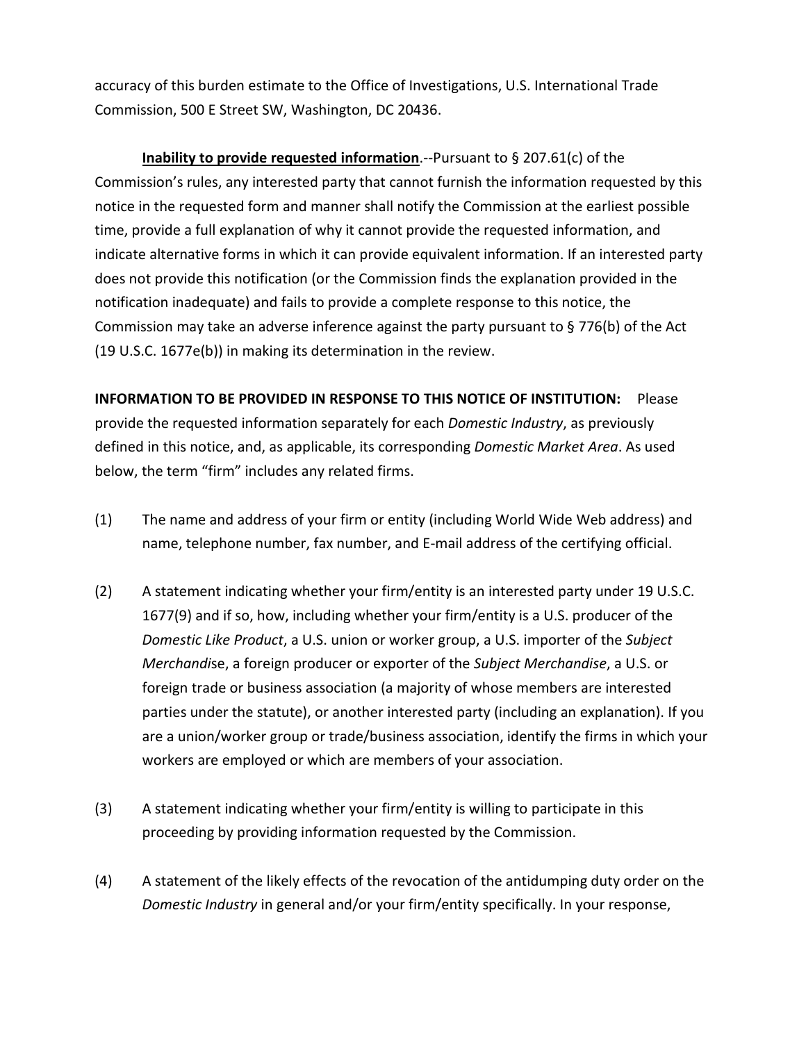accuracy of this burden estimate to the Office of Investigations, U.S. International Trade Commission, 500 E Street SW, Washington, DC 20436.

**Inability to provide requested information**.--Pursuant to § 207.61(c) of the Commission's rules, any interested party that cannot furnish the information requested by this notice in the requested form and manner shall notify the Commission at the earliest possible time, provide a full explanation of why it cannot provide the requested information, and indicate alternative forms in which it can provide equivalent information. If an interested party does not provide this notification (or the Commission finds the explanation provided in the notification inadequate) and fails to provide a complete response to this notice, the Commission may take an adverse inference against the party pursuant to § 776(b) of the Act (19 U.S.C. 1677e(b)) in making its determination in the review.

**INFORMATION TO BE PROVIDED IN RESPONSE TO THIS NOTICE OF INSTITUTION:** Please provide the requested information separately for each *Domestic Industry*, as previously defined in this notice, and, as applicable, its corresponding *Domestic Market Area*. As used below, the term "firm" includes any related firms.

(1) The name and address of your firm or entity (including World Wide Web address) and name, telephone number, fax number, and E-mail address of the certifying official.

(2) A statement indicating whether your firm/entity is an interested party under 19 U.S.C. 1677(9) and if so, how, including whether your firm/entity is a U.S. producer of the *Domestic Like Product*, a U.S. union or worker group, a U.S. importer of the *Subject Merchandi*se, a foreign producer or exporter of the *Subject Merchandise*, a U.S. or foreign trade or business association (a majority of whose members are interested parties under the statute), or another interested party (including an explanation). If you are a union/worker group or trade/business association, identify the firms in which your workers are employed or which are members of your association.

(3) A statement indicating whether your firm/entity is willing to participate in this proceeding by providing information requested by the Commission.

(4) A statement of the likely effects of the revocation of the antidumping duty order on the *Domestic Industry* in general and/or your firm/entity specifically. In your response,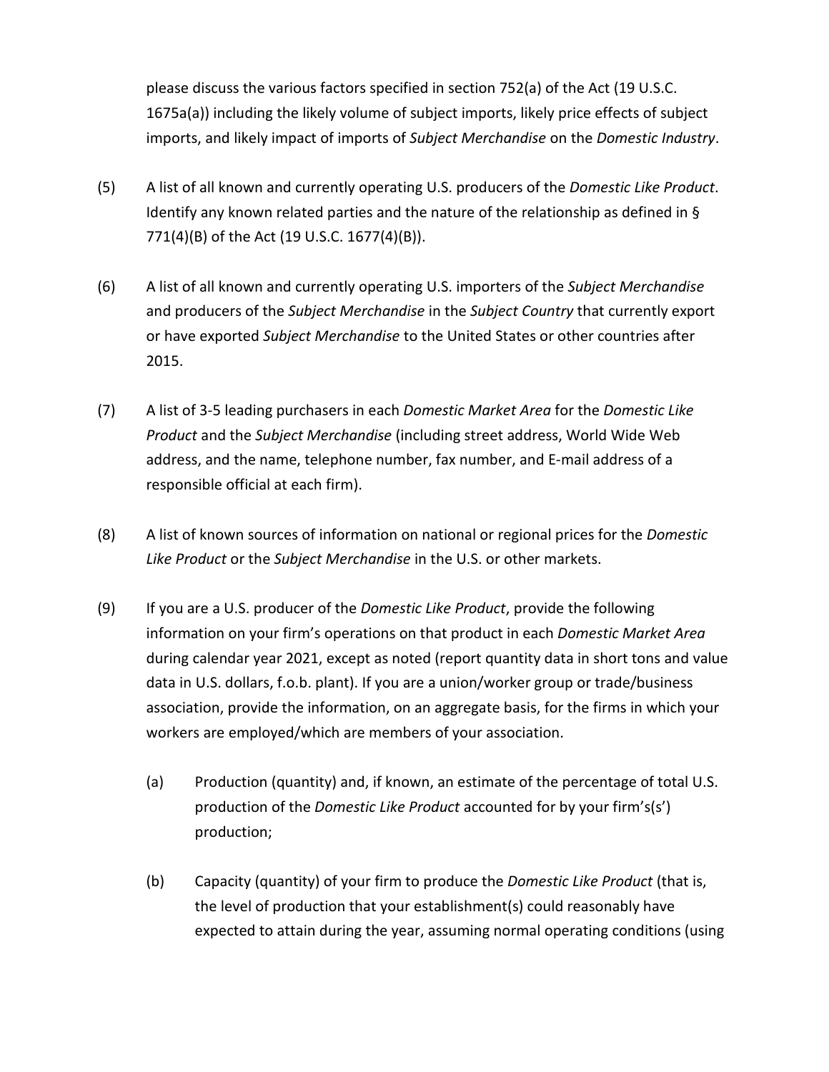please discuss the various factors specified in section 752(a) of the Act (19 U.S.C. 1675a(a)) including the likely volume of subject imports, likely price effects of subject imports, and likely impact of imports of *Subject Merchandise* on the *Domestic Industry*.

(5) A list of all known and currently operating U.S. producers of the *Domestic Like Product*. Identify any known related parties and the nature of the relationship as defined in § 771(4)(B) of the Act (19 U.S.C. 1677(4)(B)).

(6) A list of all known and currently operating U.S. importers of the *Subject Merchandise* and producers of the *Subject Merchandise* in the *Subject Country* that currently export or have exported *Subject Merchandise* to the United States or other countries after 2015.

(7) A list of 3-5 leading purchasers in each *Domestic Market Area* for the *Domestic Like Product* and the *Subject Merchandise* (including street address, World Wide Web address, and the name, telephone number, fax number, and E-mail address of a responsible official at each firm).

(8) A list of known sources of information on national or regional prices for the *Domestic Like Product* or the *Subject Merchandise* in the U.S. or other markets.

(9) If you are a U.S. producer of the *Domestic Like Product*, provide the following information on your firm's operations on that product in each *Domestic Market Area* during calendar year 2021, except as noted (report quantity data in short tons and value data in U.S. dollars, f.o.b. plant). If you are a union/worker group or trade/business association, provide the information, on an aggregate basis, for the firms in which your workers are employed/which are members of your association.

   (a) Production (quantity) and, if known, an estimate of the percentage of total U.S. production of the *Domestic Like Product* accounted for by your firm's(s') production;

   (b) Capacity (quantity) of your firm to produce the *Domestic Like Product* (that is, the level of production that your establishment(s) could reasonably have expected to attain during the year, assuming normal operating conditions (using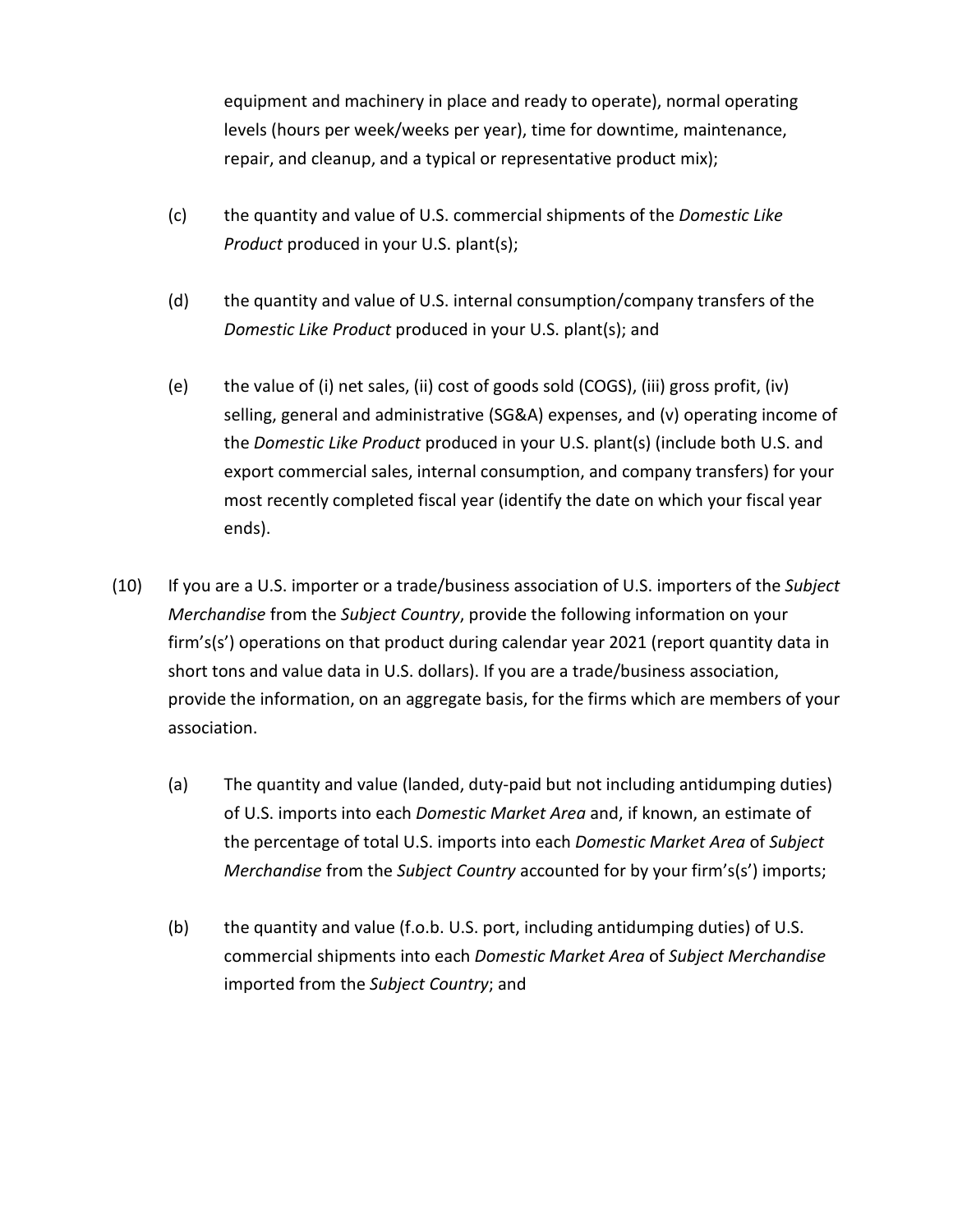equipment and machinery in place and ready to operate), normal operating levels (hours per week/weeks per year), time for downtime, maintenance, repair, and cleanup, and a typical or representative product mix);

(c) the quantity and value of U.S. commercial shipments of the *Domestic Like Product* produced in your U.S. plant(s);

(d) the quantity and value of U.S. internal consumption/company transfers of the *Domestic Like Product* produced in your U.S. plant(s); and

(e) the value of (i) net sales, (ii) cost of goods sold (COGS), (iii) gross profit, (iv) selling, general and administrative (SG&A) expenses, and (v) operating income of the *Domestic Like Product* produced in your U.S. plant(s) (include both U.S. and export commercial sales, internal consumption, and company transfers) for your most recently completed fiscal year (identify the date on which your fiscal year ends).

(10) If you are a U.S. importer or a trade/business association of U.S. importers of the *Subject Merchandise* from the *Subject Country*, provide the following information on your firm's(s') operations on that product during calendar year 2021 (report quantity data in short tons and value data in U.S. dollars). If you are a trade/business association, provide the information, on an aggregate basis, for the firms which are members of your association.

(a) The quantity and value (landed, duty-paid but not including antidumping duties) of U.S. imports into each *Domestic Market Area* and, if known, an estimate of the percentage of total U.S. imports into each *Domestic Market Area* of *Subject Merchandise* from the *Subject Country* accounted for by your firm's(s') imports;

(b) the quantity and value (f.o.b. U.S. port, including antidumping duties) of U.S. commercial shipments into each *Domestic Market Area* of *Subject Merchandise* imported from the *Subject Country*; and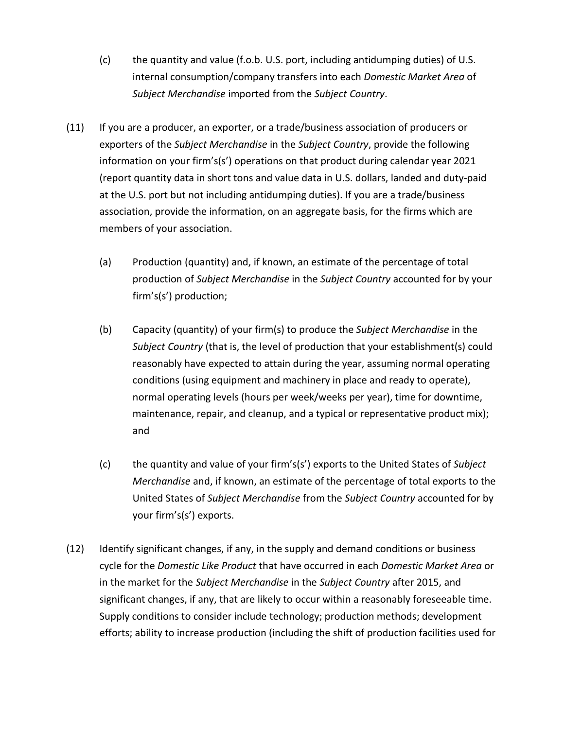(c) the quantity and value (f.o.b. U.S. port, including antidumping duties) of U.S. internal consumption/company transfers into each *Domestic Market Area* of *Subject Merchandise* imported from the *Subject Country*.

(11) If you are a producer, an exporter, or a trade/business association of producers or exporters of the *Subject Merchandise* in the *Subject Country*, provide the following information on your firm's(s') operations on that product during calendar year 2021 (report quantity data in short tons and value data in U.S. dollars, landed and duty-paid at the U.S. port but not including antidumping duties). If you are a trade/business association, provide the information, on an aggregate basis, for the firms which are members of your association.

(a) Production (quantity) and, if known, an estimate of the percentage of total production of *Subject Merchandise* in the *Subject Country* accounted for by your firm's(s') production;

(b) Capacity (quantity) of your firm(s) to produce the *Subject Merchandise* in the *Subject Country* (that is, the level of production that your establishment(s) could reasonably have expected to attain during the year, assuming normal operating conditions (using equipment and machinery in place and ready to operate), normal operating levels (hours per week/weeks per year), time for downtime, maintenance, repair, and cleanup, and a typical or representative product mix); and

(c) the quantity and value of your firm's(s') exports to the United States of *Subject Merchandise* and, if known, an estimate of the percentage of total exports to the United States of *Subject Merchandise* from the *Subject Country* accounted for by your firm's(s') exports.

(12) Identify significant changes, if any, in the supply and demand conditions or business cycle for the *Domestic Like Product* that have occurred in each *Domestic Market Area* or in the market for the *Subject Merchandise* in the *Subject Country* after 2015, and significant changes, if any, that are likely to occur within a reasonably foreseeable time. Supply conditions to consider include technology; production methods; development efforts; ability to increase production (including the shift of production facilities used for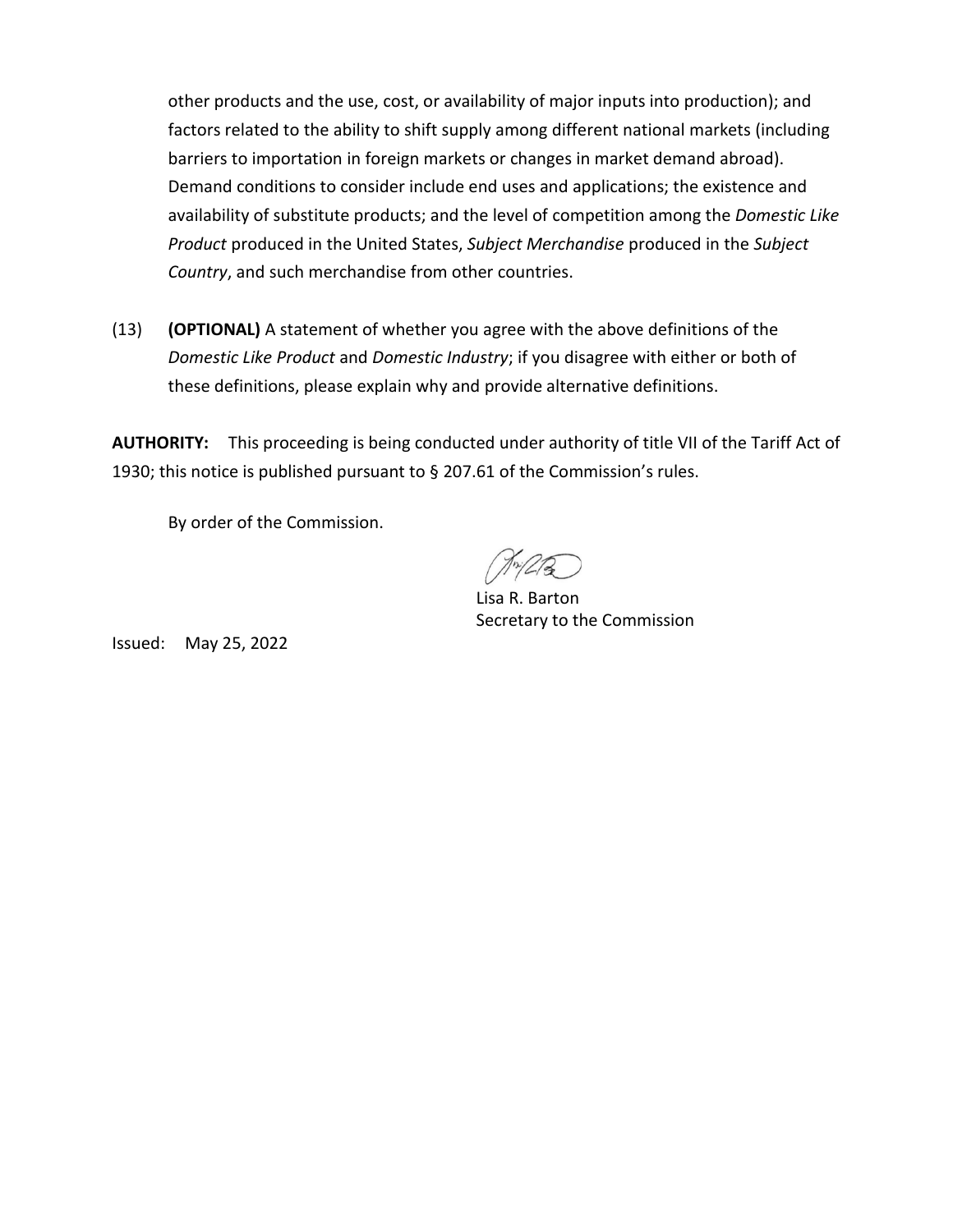other products and the use, cost, or availability of major inputs into production); and factors related to the ability to shift supply among different national markets (including barriers to importation in foreign markets or changes in market demand abroad). Demand conditions to consider include end uses and applications; the existence and availability of substitute products; and the level of competition among the *Domestic Like Product* produced in the United States, *Subject Merchandise* produced in the *Subject Country*, and such merchandise from other countries.

(13) **(OPTIONAL)** A statement of whether you agree with the above definitions of the *Domestic Like Product* and *Domestic Industry*; if you disagree with either or both of these definitions, please explain why and provide alternative definitions.

**AUTHORITY:** This proceeding is being conducted under authority of title VII of the Tariff Act of 1930; this notice is published pursuant to § 207.61 of the Commission's rules.

By order of the Commission.

Lisa R. Barton
Secretary to the Commission

Issued: May 25, 2022